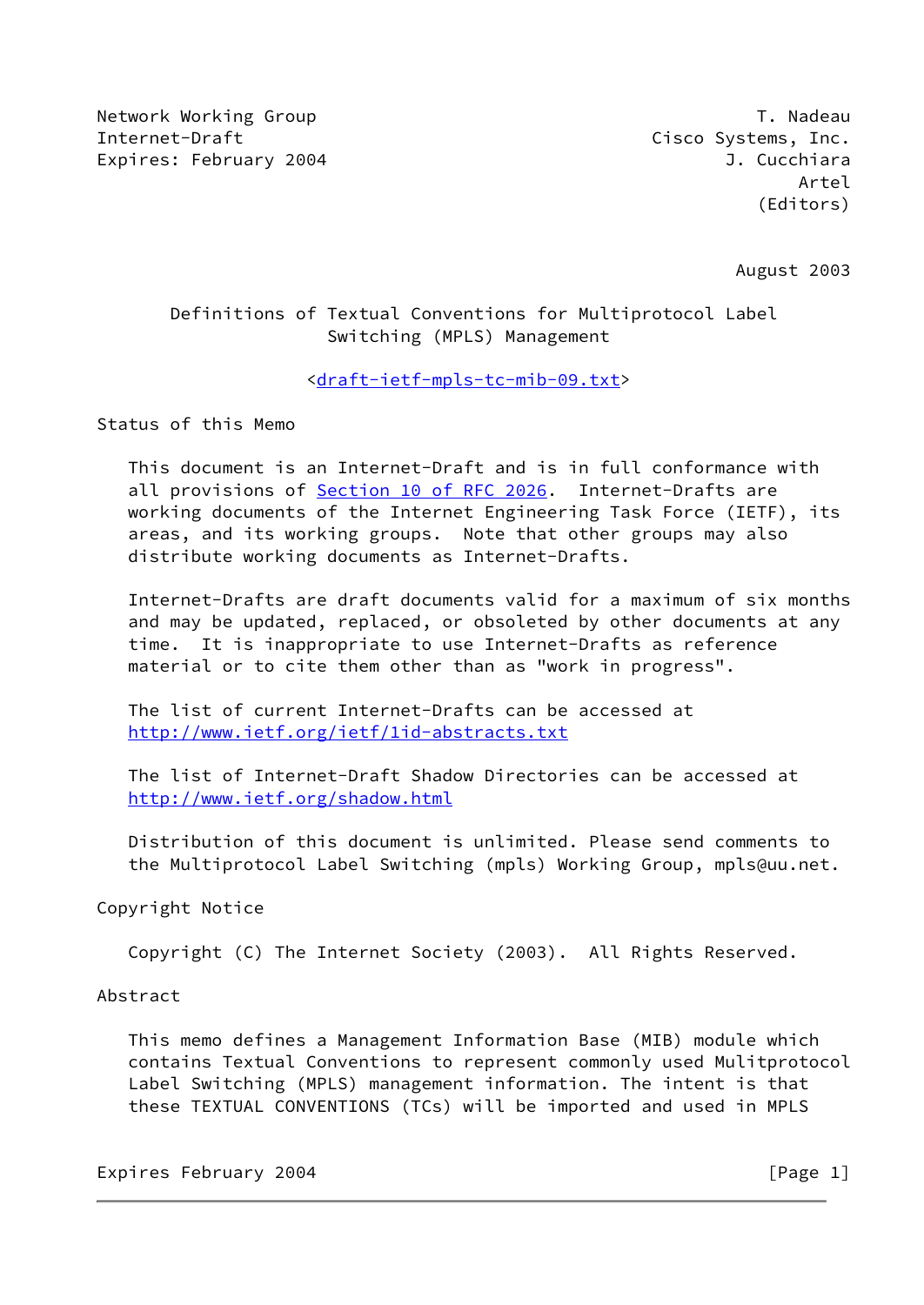Network Working Group T. Nadeau
Internet-Draft Cisco Systems, Inc.
Expires: February 2004 J. Cucchiara
Artel
(Editors)

August 2003

# Definitions of Textual Conventions for Multiprotocol Label Switching (MPLS) Management

<draft-ietf-mpls-tc-mib-09.txt>

## Status of this Memo

This document is an Internet-Draft and is in full conformance with all provisions of Section 10 of RFC 2026. Internet-Drafts are working documents of the Internet Engineering Task Force (IETF), its areas, and its working groups. Note that other groups may also distribute working documents as Internet-Drafts.

Internet-Drafts are draft documents valid for a maximum of six months and may be updated, replaced, or obsoleted by other documents at any time. It is inappropriate to use Internet-Drafts as reference material or to cite them other than as "work in progress".

The list of current Internet-Drafts can be accessed at
http://www.ietf.org/ietf/1id-abstracts.txt

The list of Internet-Draft Shadow Directories can be accessed at
http://www.ietf.org/shadow.html

Distribution of this document is unlimited. Please send comments to the Multiprotocol Label Switching (mpls) Working Group, mpls@uu.net.

## Copyright Notice

Copyright (C) The Internet Society (2003). All Rights Reserved.

## Abstract

This memo defines a Management Information Base (MIB) module which contains Textual Conventions to represent commonly used Mulitprotocol Label Switching (MPLS) management information. The intent is that these TEXTUAL CONVENTIONS (TCs) will be imported and used in MPLS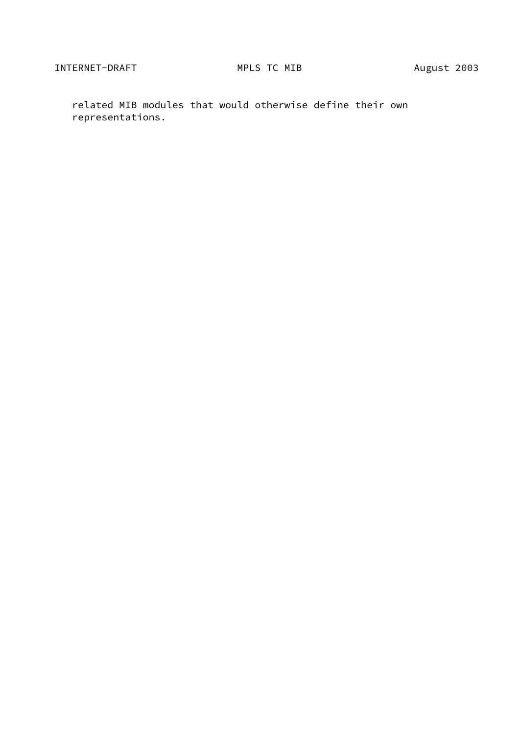related MIB modules that would otherwise define their own representations.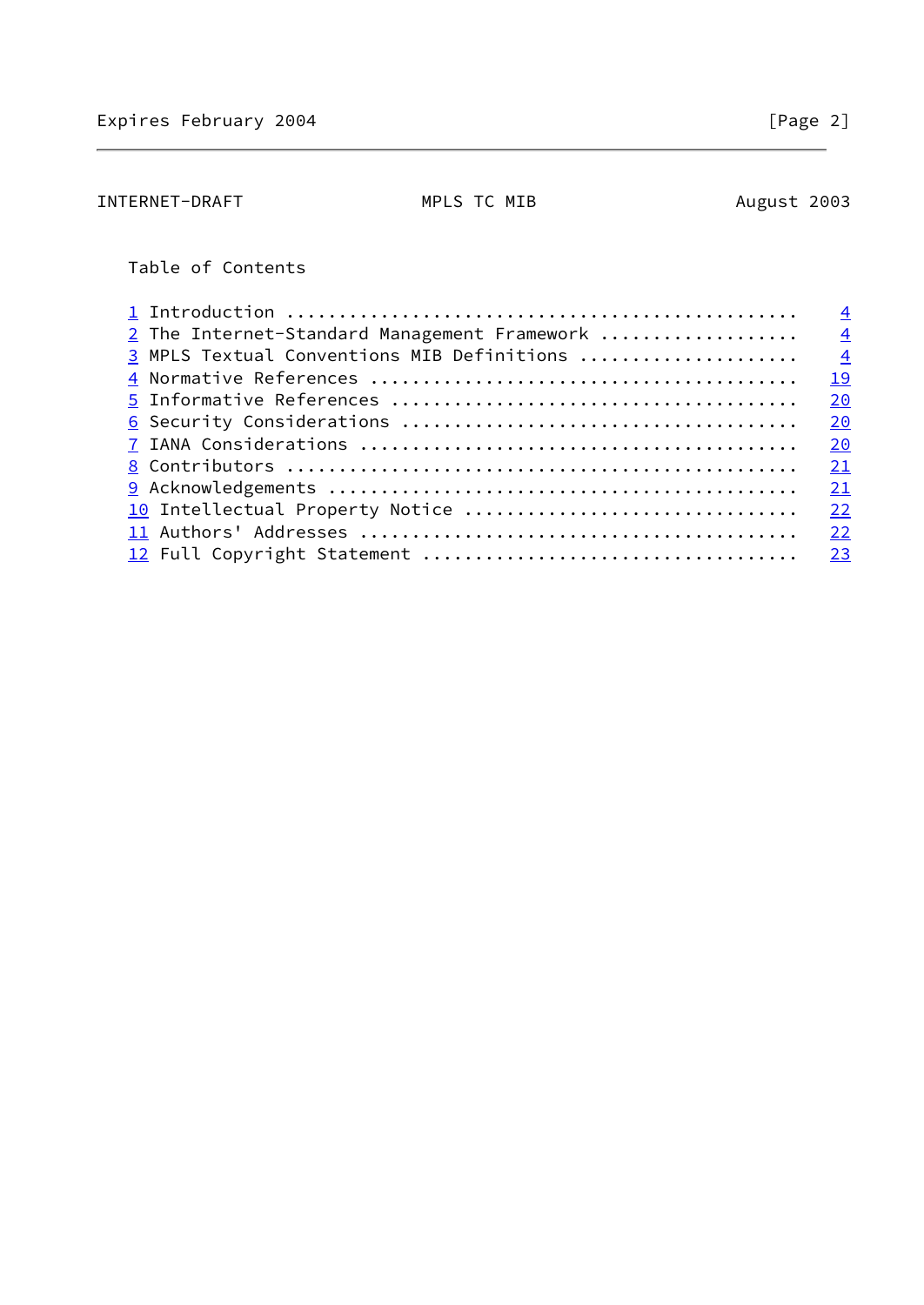Table of Contents

1 Introduction ................................................ 4
2 The Internet-Standard Management Framework .................. 4
3 MPLS Textual Conventions MIB Definitions .................... 4
4 Normative References ....................................... 19
5 Informative References ..................................... 20
6 Security Considerations .................................... 20
7 IANA Considerations ........................................ 20
8 Contributors ............................................... 21
9 Acknowledgements ........................................... 21
10 Intellectual Property Notice .............................. 22
11 Authors' Addresses ........................................ 22
12 Full Copyright Statement .................................. 23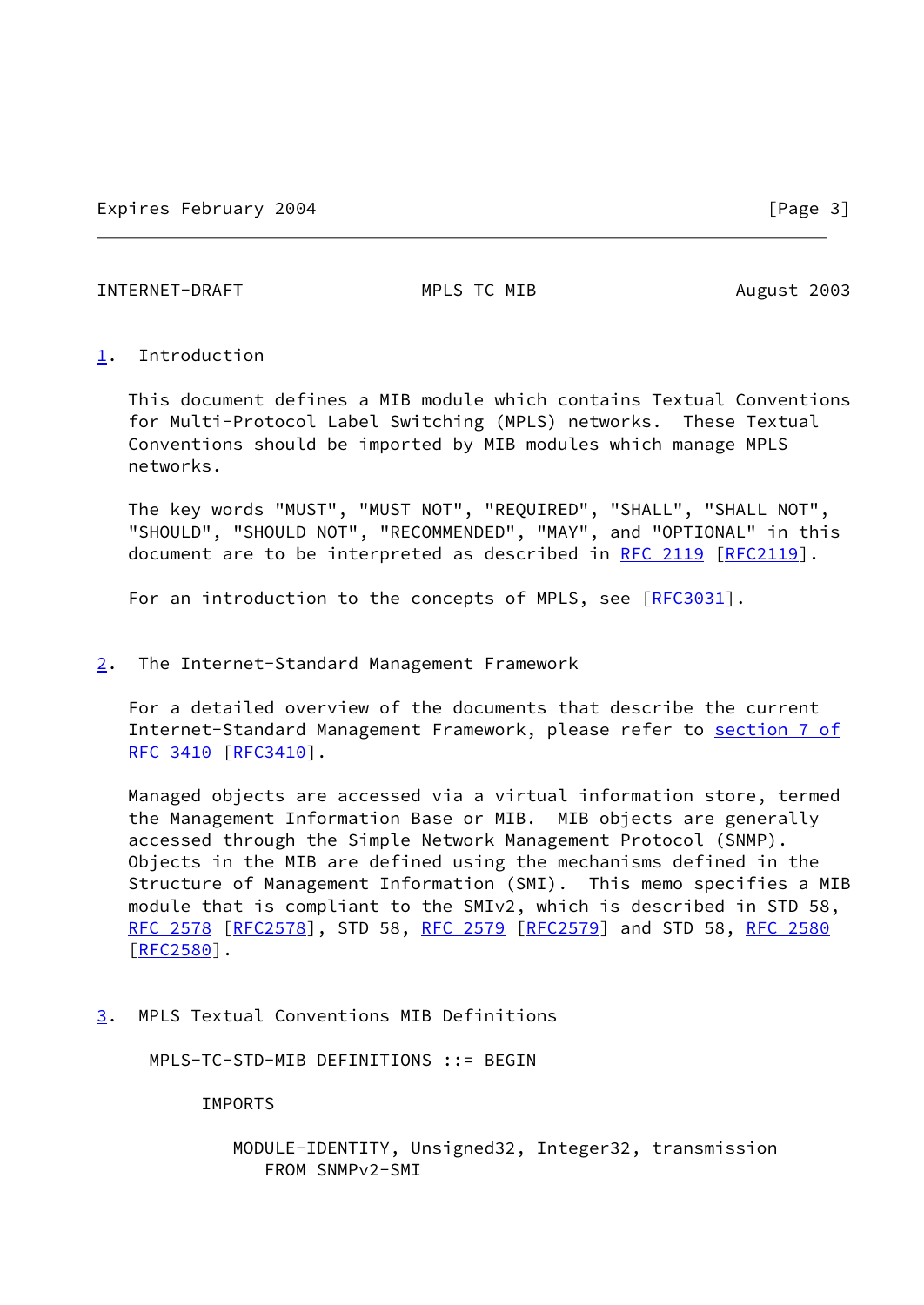## 1. Introduction

This document defines a MIB module which contains Textual Conventions for Multi-Protocol Label Switching (MPLS) networks. These Textual Conventions should be imported by MIB modules which manage MPLS networks.

The key words "MUST", "MUST NOT", "REQUIRED", "SHALL", "SHALL NOT", "SHOULD", "SHOULD NOT", "RECOMMENDED", "MAY", and "OPTIONAL" in this document are to be interpreted as described in RFC 2119 [RFC2119].

For an introduction to the concepts of MPLS, see [RFC3031].

## 2. The Internet-Standard Management Framework

For a detailed overview of the documents that describe the current Internet-Standard Management Framework, please refer to section 7 of RFC 3410 [RFC3410].

Managed objects are accessed via a virtual information store, termed the Management Information Base or MIB. MIB objects are generally accessed through the Simple Network Management Protocol (SNMP). Objects in the MIB are defined using the mechanisms defined in the Structure of Management Information (SMI). This memo specifies a MIB module that is compliant to the SMIv2, which is described in STD 58, RFC 2578 [RFC2578], STD 58, RFC 2579 [RFC2579] and STD 58, RFC 2580 [RFC2580].

## 3. MPLS Textual Conventions MIB Definitions

```
 MPLS-TC-STD-MIB DEFINITIONS ::= BEGIN

      IMPORTS

         MODULE-IDENTITY, Unsigned32, Integer32, transmission
            FROM SNMPv2-SMI
```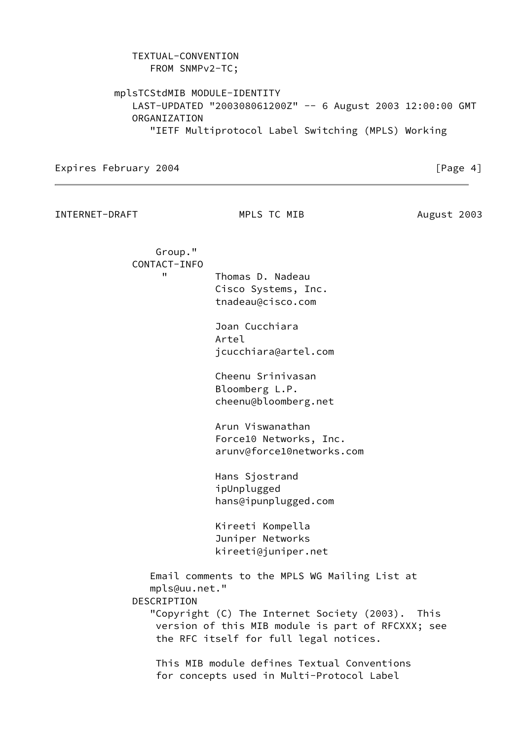```
       TEXTUAL-CONVENTION
          FROM SNMPv2-TC;

    mplsTCStdMIB MODULE-IDENTITY
       LAST-UPDATED "200308061200Z" -- 6 August 2003 12:00:00 GMT
       ORGANIZATION
          "IETF Multiprotocol Label Switching (MPLS) Working
           Group."
       CONTACT-INFO
           "        Thomas D. Nadeau
                    Cisco Systems, Inc.
                    tnadeau@cisco.com

                    Joan Cucchiara
                    Artel
                    jcucchiara@artel.com

                    Cheenu Srinivasan
                    Bloomberg L.P.
                    cheenu@bloomberg.net

                    Arun Viswanathan
                    Force10 Networks, Inc.
                    arunv@force10networks.com

                    Hans Sjostrand
                    ipUnplugged
                    hans@ipunplugged.com

                    Kireeti Kompella
                    Juniper Networks
                    kireeti@juniper.net

          Email comments to the MPLS WG Mailing List at
          mpls@uu.net."
       DESCRIPTION
          "Copyright (C) The Internet Society (2003).  This
           version of this MIB module is part of RFCXXX; see
           the RFC itself for full legal notices.

           This MIB module defines Textual Conventions
           for concepts used in Multi-Protocol Label
```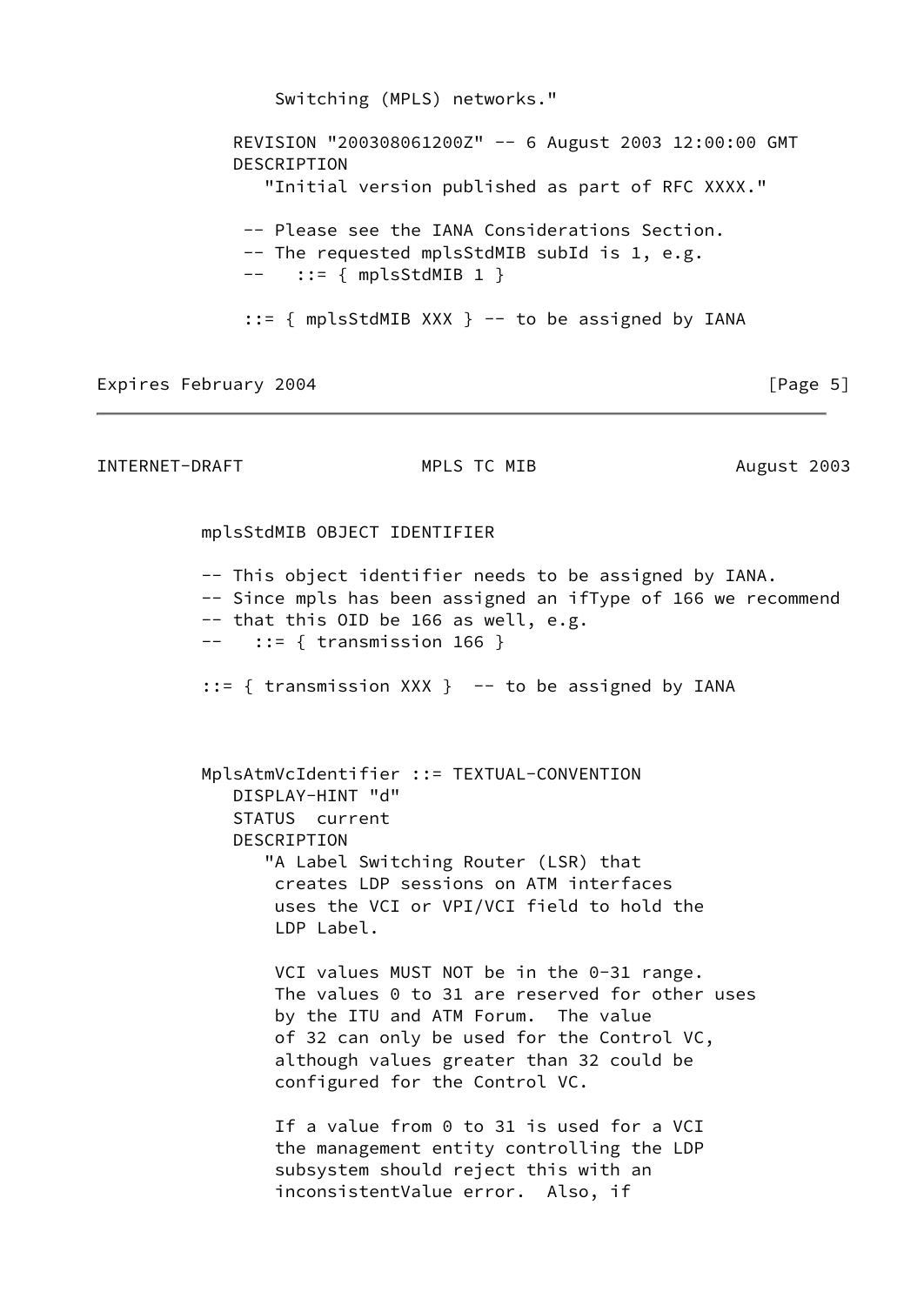```
             Switching (MPLS) networks."

         REVISION "200308061200Z" -- 6 August 2003 12:00:00 GMT
         DESCRIPTION
            "Initial version published as part of RFC XXXX."

          -- Please see the IANA Considerations Section.
          -- The requested mplsStdMIB subId is 1, e.g.
          --   ::= { mplsStdMIB 1 }

          ::= { mplsStdMIB XXX } -- to be assigned by IANA
```

```
      mplsStdMIB OBJECT IDENTIFIER

      -- This object identifier needs to be assigned by IANA.
      -- Since mpls has been assigned an ifType of 166 we recommend
      -- that this OID be 166 as well, e.g.
      --   ::= { transmission 166 }

      ::= { transmission XXX }  -- to be assigned by IANA



      MplsAtmVcIdentifier ::= TEXTUAL-CONVENTION
         DISPLAY-HINT "d"
         STATUS  current
         DESCRIPTION
            "A Label Switching Router (LSR) that
             creates LDP sessions on ATM interfaces
             uses the VCI or VPI/VCI field to hold the
             LDP Label.

             VCI values MUST NOT be in the 0-31 range.
             The values 0 to 31 are reserved for other uses
             by the ITU and ATM Forum.  The value
             of 32 can only be used for the Control VC,
             although values greater than 32 could be
             configured for the Control VC.

             If a value from 0 to 31 is used for a VCI
             the management entity controlling the LDP
             subsystem should reject this with an
             inconsistentValue error.  Also, if
```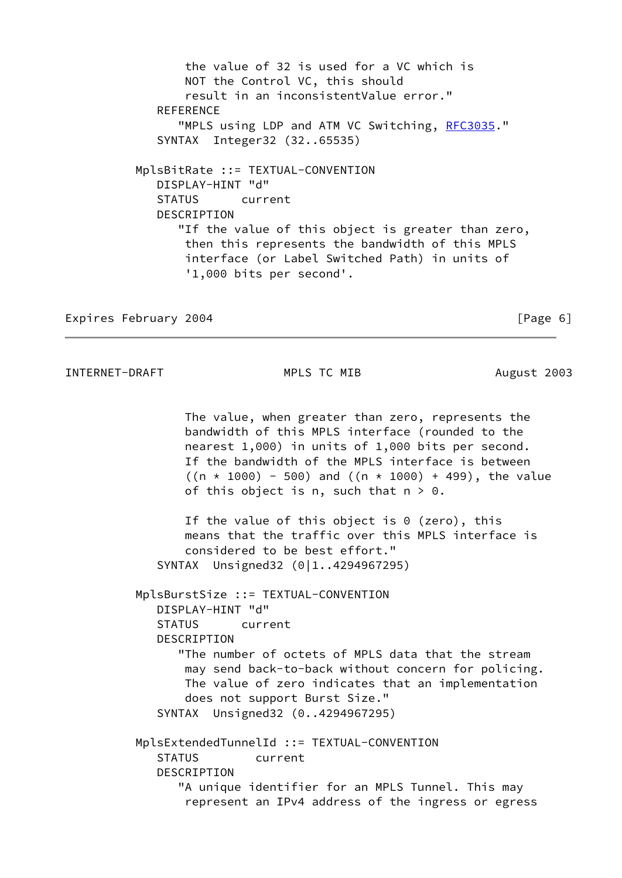```
             the value of 32 is used for a VC which is
             NOT the Control VC, this should
             result in an inconsistentValue error."
        REFERENCE
           "MPLS using LDP and ATM VC Switching, RFC3035."
        SYNTAX  Integer32 (32..65535)

     MplsBitRate ::= TEXTUAL-CONVENTION
        DISPLAY-HINT "d"
        STATUS      current
        DESCRIPTION
           "If the value of this object is greater than zero,
            then this represents the bandwidth of this MPLS
            interface (or Label Switched Path) in units of
            '1,000 bits per second'.
```

```
             The value, when greater than zero, represents the
             bandwidth of this MPLS interface (rounded to the
             nearest 1,000) in units of 1,000 bits per second.
             If the bandwidth of the MPLS interface is between
             ((n * 1000) - 500) and ((n * 1000) + 499), the value
             of this object is n, such that n > 0.

             If the value of this object is 0 (zero), this
             means that the traffic over this MPLS interface is
             considered to be best effort."
        SYNTAX  Unsigned32 (0|1..4294967295)

     MplsBurstSize ::= TEXTUAL-CONVENTION
        DISPLAY-HINT "d"
        STATUS      current
        DESCRIPTION
           "The number of octets of MPLS data that the stream
            may send back-to-back without concern for policing.
            The value of zero indicates that an implementation
            does not support Burst Size."
        SYNTAX  Unsigned32 (0..4294967295)

     MplsExtendedTunnelId ::= TEXTUAL-CONVENTION
        STATUS        current
        DESCRIPTION
           "A unique identifier for an MPLS Tunnel. This may
            represent an IPv4 address of the ingress or egress
```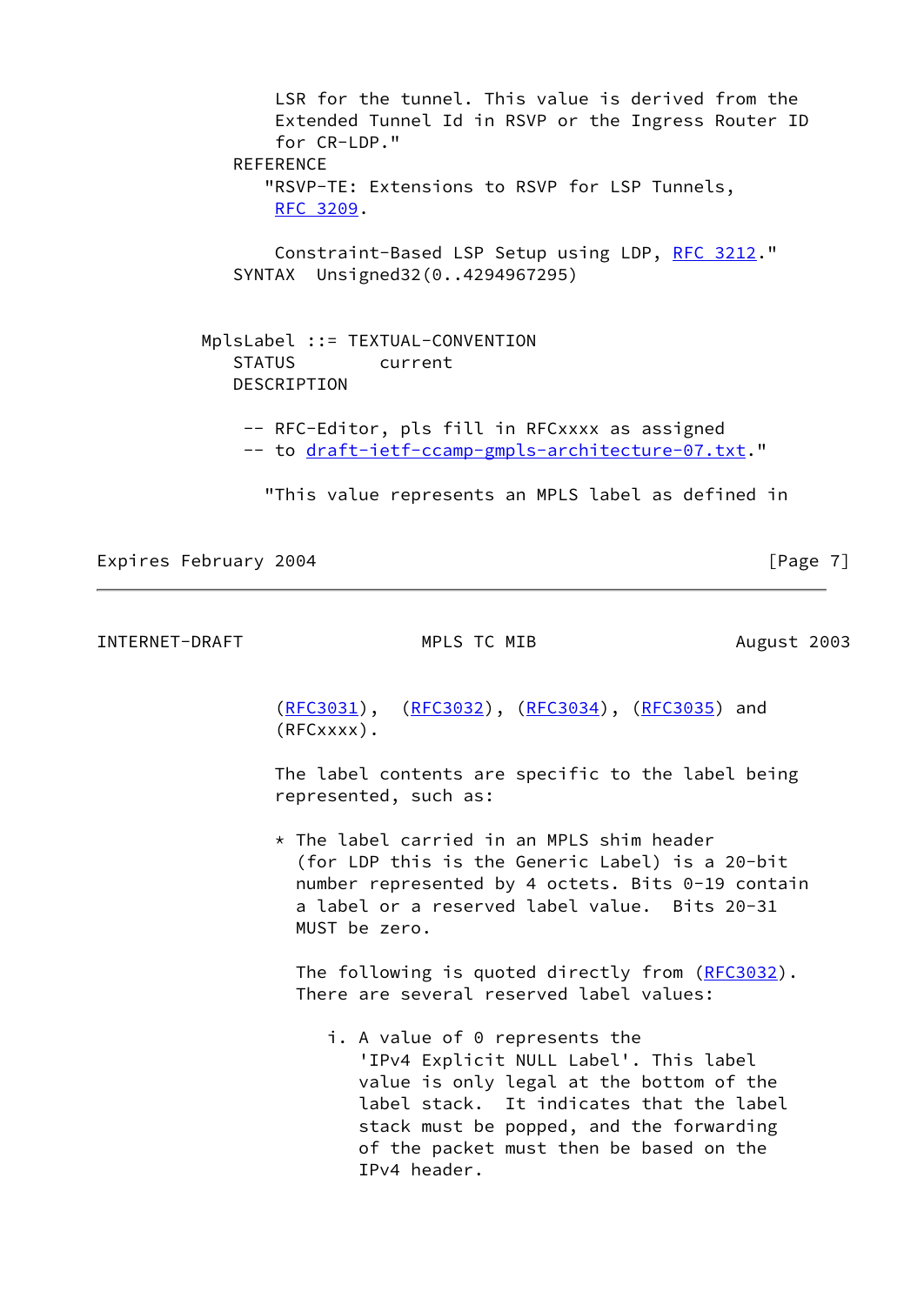```
         LSR for the tunnel. This value is derived from the
         Extended Tunnel Id in RSVP or the Ingress Router ID
         for CR-LDP."
     REFERENCE
        "RSVP-TE: Extensions to RSVP for LSP Tunnels,
         RFC 3209.

         Constraint-Based LSP Setup using LDP, RFC 3212."
     SYNTAX  Unsigned32(0..4294967295)


  MplsLabel ::= TEXTUAL-CONVENTION
     STATUS        current
     DESCRIPTION

      -- RFC-Editor, pls fill in RFCxxxx as assigned
      -- to draft-ietf-ccamp-gmpls-architecture-07.txt."

        "This value represents an MPLS label as defined in
```

```
         (RFC3031),  (RFC3032), (RFC3034), (RFC3035) and
         (RFCxxxx).

         The label contents are specific to the label being
         represented, such as:

         * The label carried in an MPLS shim header
           (for LDP this is the Generic Label) is a 20-bit
           number represented by 4 octets. Bits 0-19 contain
           a label or a reserved label value.  Bits 20-31
           MUST be zero.

           The following is quoted directly from (RFC3032).
           There are several reserved label values:

              i. A value of 0 represents the
                 'IPv4 Explicit NULL Label'. This label
                 value is only legal at the bottom of the
                 label stack.  It indicates that the label
                 stack must be popped, and the forwarding
                 of the packet must then be based on the
                 IPv4 header.
```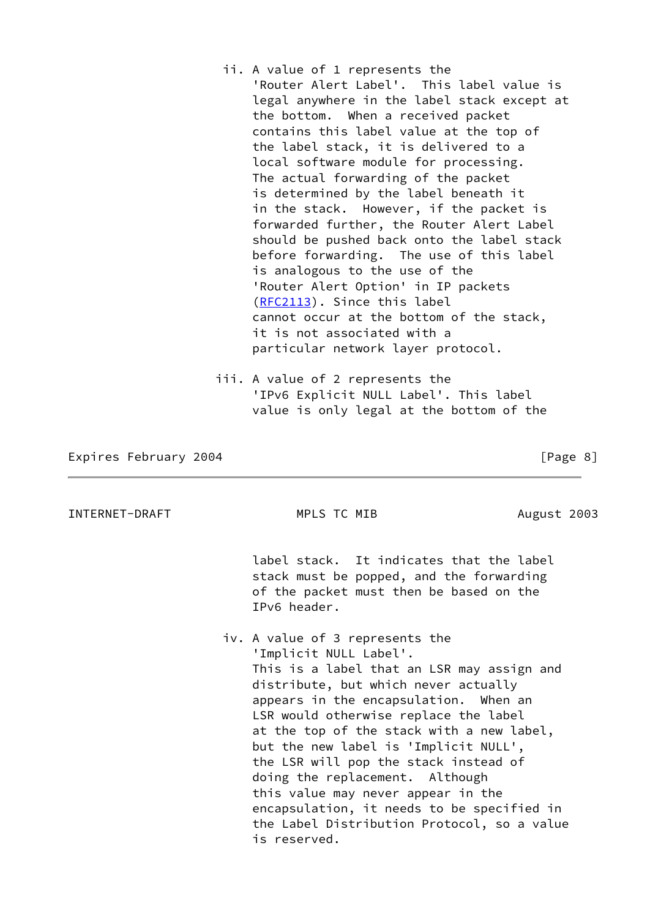ii. A value of 1 represents the 'Router Alert Label'. This label value is legal anywhere in the label stack except at the bottom. When a received packet contains this label value at the top of the label stack, it is delivered to a local software module for processing. The actual forwarding of the packet is determined by the label beneath it in the stack. However, if the packet is forwarded further, the Router Alert Label should be pushed back onto the label stack before forwarding. The use of this label is analogous to the use of the 'Router Alert Option' in IP packets (RFC2113). Since this label cannot occur at the bottom of the stack, it is not associated with a particular network layer protocol.

iii. A value of 2 represents the 'IPv6 Explicit NULL Label'. This label value is only legal at the bottom of the label stack. It indicates that the label stack must be popped, and the forwarding of the packet must then be based on the IPv6 header.

iv. A value of 3 represents the 'Implicit NULL Label'. This is a label that an LSR may assign and distribute, but which never actually appears in the encapsulation. When an LSR would otherwise replace the label at the top of the stack with a new label, but the new label is 'Implicit NULL', the LSR will pop the stack instead of doing the replacement. Although this value may never appear in the encapsulation, it needs to be specified in the Label Distribution Protocol, so a value is reserved.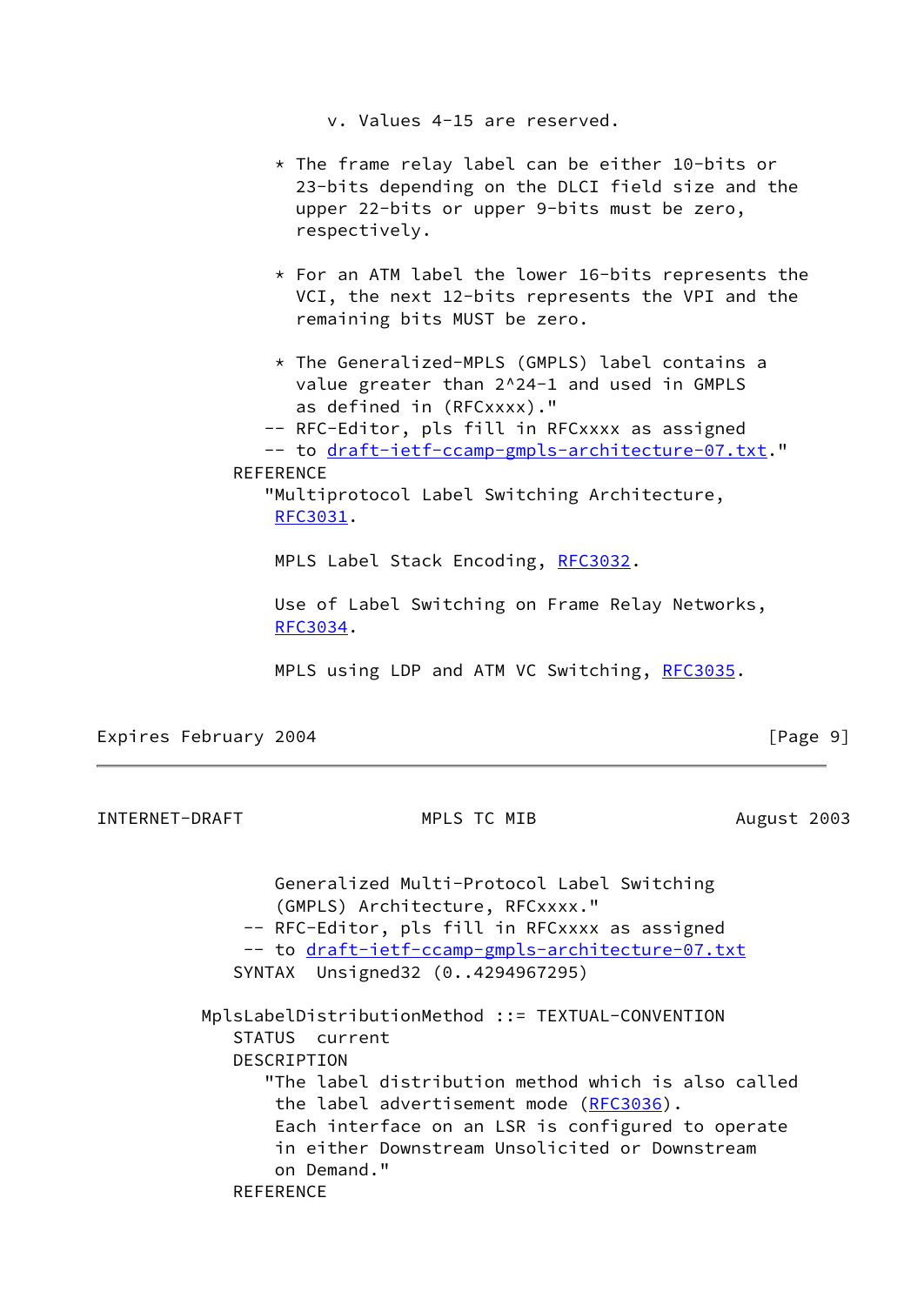```
                      v. Values 4-15 are reserved.

                  * The frame relay label can be either 10-bits or
                    23-bits depending on the DLCI field size and the
                    upper 22-bits or upper 9-bits must be zero,
                    respectively.

                  * For an ATM label the lower 16-bits represents the
                    VCI, the next 12-bits represents the VPI and the
                    remaining bits MUST be zero.

                  * The Generalized-MPLS (GMPLS) label contains a
                    value greater than 2^24-1 and used in GMPLS
                    as defined in (RFCxxxx)."
                 -- RFC-Editor, pls fill in RFCxxxx as assigned
                 -- to draft-ietf-ccamp-gmpls-architecture-07.txt."
              REFERENCE
                 "Multiprotocol Label Switching Architecture,
                  RFC3031.

                  MPLS Label Stack Encoding, RFC3032.

                  Use of Label Switching on Frame Relay Networks,
                  RFC3034.

                  MPLS using LDP and ATM VC Switching, RFC3035.

                  Generalized Multi-Protocol Label Switching
                  (GMPLS) Architecture, RFCxxxx."
               -- RFC-Editor, pls fill in RFCxxxx as assigned
               -- to draft-ietf-ccamp-gmpls-architecture-07.txt
              SYNTAX  Unsigned32 (0..4294967295)

           MplsLabelDistributionMethod ::= TEXTUAL-CONVENTION
              STATUS  current
              DESCRIPTION
                 "The label distribution method which is also called
                  the label advertisement mode (RFC3036).
                  Each interface on an LSR is configured to operate
                  in either Downstream Unsolicited or Downstream
                  on Demand."
              REFERENCE
```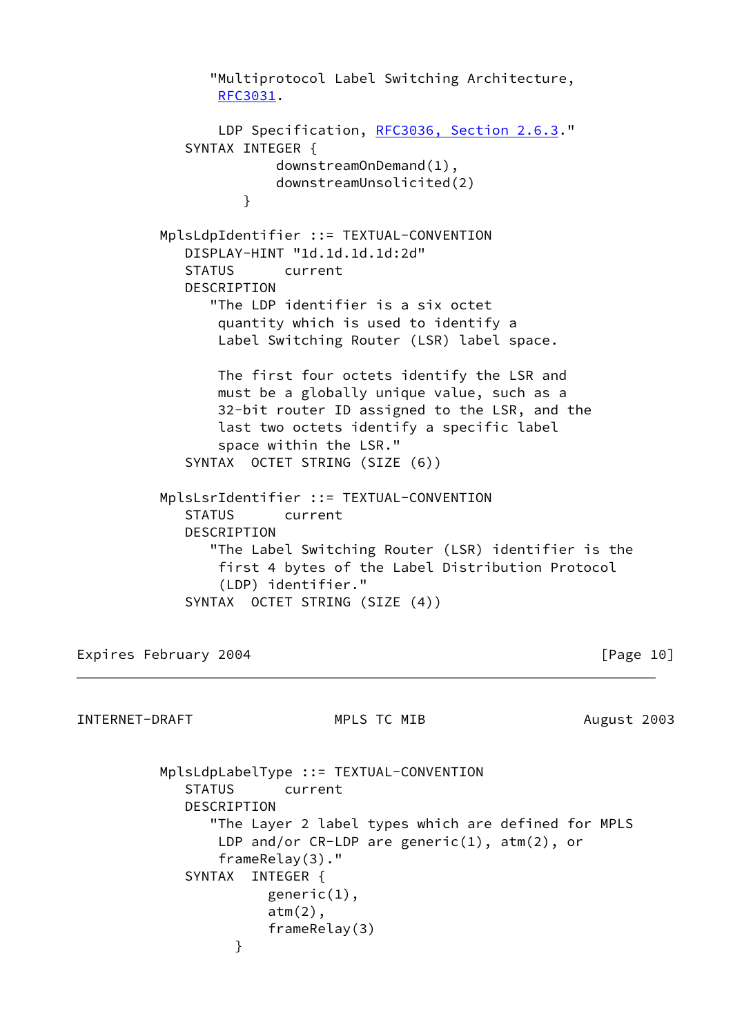```
              "Multiprotocol Label Switching Architecture,
               RFC3031.

               LDP Specification, RFC3036, Section 2.6.3."
          SYNTAX INTEGER {
                     downstreamOnDemand(1),
                     downstreamUnsolicited(2)
                 }

       MplsLdpIdentifier ::= TEXTUAL-CONVENTION
          DISPLAY-HINT "1d.1d.1d.1d:2d"
          STATUS      current
          DESCRIPTION
             "The LDP identifier is a six octet
              quantity which is used to identify a
              Label Switching Router (LSR) label space.

              The first four octets identify the LSR and
              must be a globally unique value, such as a
              32-bit router ID assigned to the LSR, and the
              last two octets identify a specific label
              space within the LSR."
          SYNTAX  OCTET STRING (SIZE (6))

       MplsLsrIdentifier ::= TEXTUAL-CONVENTION
          STATUS      current
          DESCRIPTION
             "The Label Switching Router (LSR) identifier is the
              first 4 bytes of the Label Distribution Protocol
              (LDP) identifier."
          SYNTAX  OCTET STRING (SIZE (4))

       MplsLdpLabelType ::= TEXTUAL-CONVENTION
          STATUS      current
          DESCRIPTION
             "The Layer 2 label types which are defined for MPLS
              LDP and/or CR-LDP are generic(1), atm(2), or
              frameRelay(3)."
          SYNTAX  INTEGER {
                    generic(1),
                    atm(2),
                    frameRelay(3)
                }
```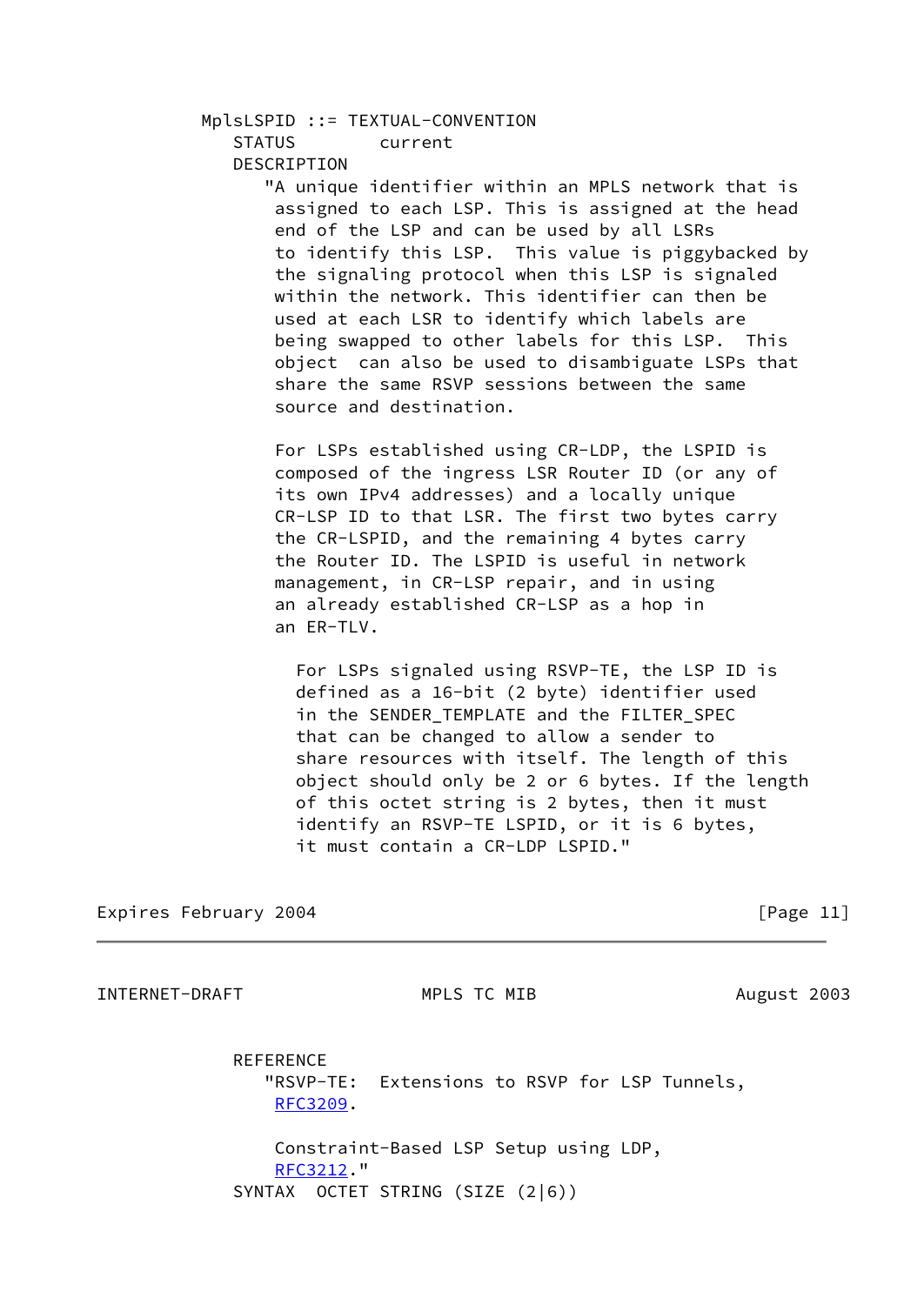```
   MplsLSPID ::= TEXTUAL-CONVENTION
      STATUS        current
      DESCRIPTION
         "A unique identifier within an MPLS network that is
          assigned to each LSP. This is assigned at the head
          end of the LSP and can be used by all LSRs
          to identify this LSP.  This value is piggybacked by
          the signaling protocol when this LSP is signaled
          within the network. This identifier can then be
          used at each LSR to identify which labels are
          being swapped to other labels for this LSP.  This
          object  can also be used to disambiguate LSPs that
          share the same RSVP sessions between the same
          source and destination.

          For LSPs established using CR-LDP, the LSPID is
          composed of the ingress LSR Router ID (or any of
          its own IPv4 addresses) and a locally unique
          CR-LSP ID to that LSR. The first two bytes carry
          the CR-LSPID, and the remaining 4 bytes carry
          the Router ID. The LSPID is useful in network
          management, in CR-LSP repair, and in using
          an already established CR-LSP as a hop in
          an ER-TLV.

            For LSPs signaled using RSVP-TE, the LSP ID is
            defined as a 16-bit (2 byte) identifier used
            in the SENDER_TEMPLATE and the FILTER_SPEC
            that can be changed to allow a sender to
            share resources with itself. The length of this
            object should only be 2 or 6 bytes. If the length
            of this octet string is 2 bytes, then it must
            identify an RSVP-TE LSPID, or it is 6 bytes,
            it must contain a CR-LDP LSPID."

      REFERENCE
         "RSVP-TE:  Extensions to RSVP for LSP Tunnels,
          RFC3209.

          Constraint-Based LSP Setup using LDP,
          RFC3212."
      SYNTAX  OCTET STRING (SIZE (2|6))
```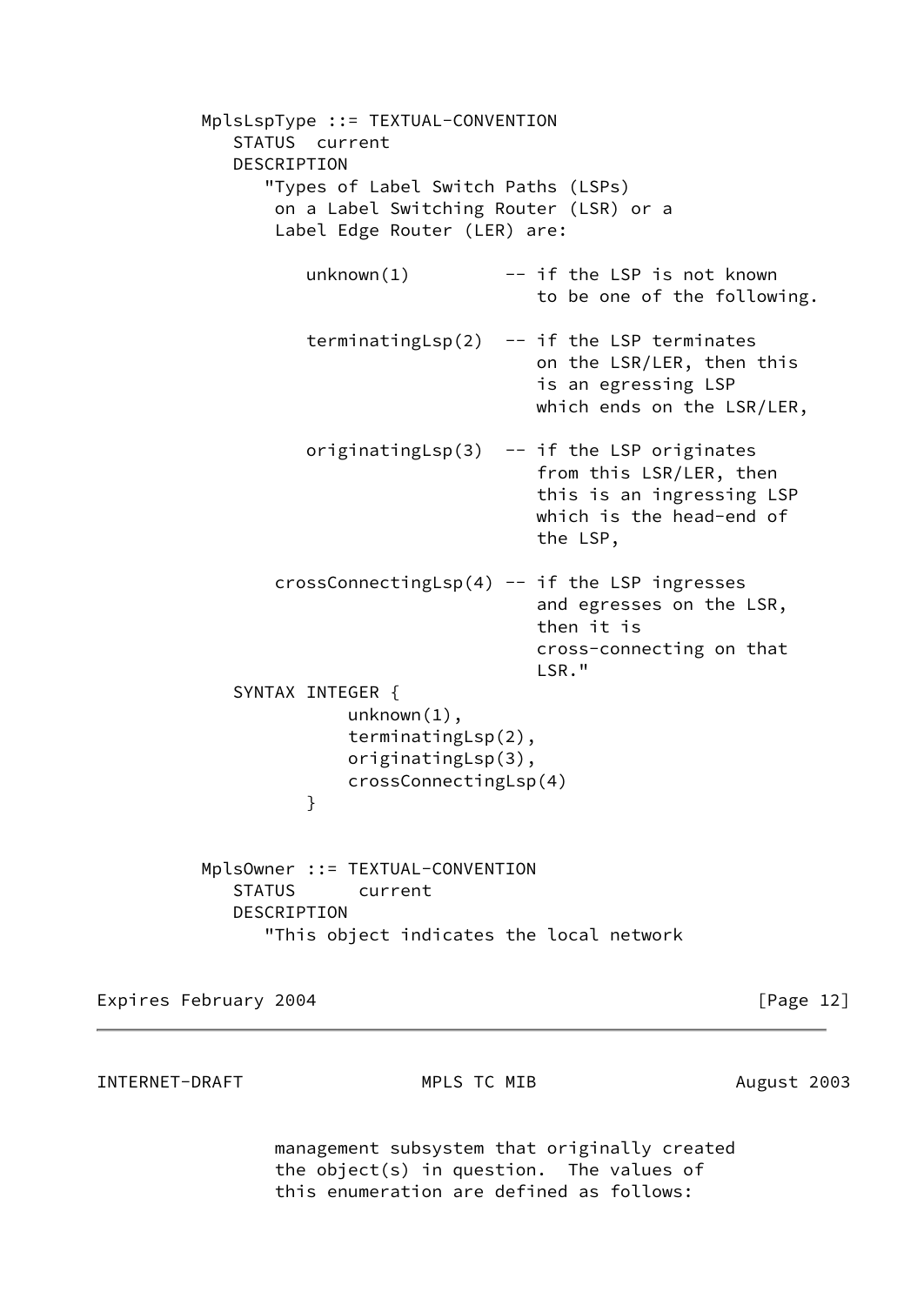```
MplsLspType ::= TEXTUAL-CONVENTION
   STATUS  current
   DESCRIPTION
      "Types of Label Switch Paths (LSPs)
       on a Label Switching Router (LSR) or a
       Label Edge Router (LER) are:

          unknown(1)         -- if the LSP is not known
                                to be one of the following.

          terminatingLsp(2)  -- if the LSP terminates
                                on the LSR/LER, then this
                                is an egressing LSP
                                which ends on the LSR/LER,

          originatingLsp(3)  -- if the LSP originates
                                from this LSR/LER, then
                                this is an ingressing LSP
                                which is the head-end of
                                the LSP,

       crossConnectingLsp(4) -- if the LSP ingresses
                                and egresses on the LSR,
                                then it is
                                cross-connecting on that
                                LSR."
   SYNTAX INTEGER {
              unknown(1),
              terminatingLsp(2),
              originatingLsp(3),
              crossConnectingLsp(4)
          }


MplsOwner ::= TEXTUAL-CONVENTION
   STATUS      current
   DESCRIPTION
      "This object indicates the local network
       management subsystem that originally created
       the object(s) in question.  The values of
       this enumeration are defined as follows:
```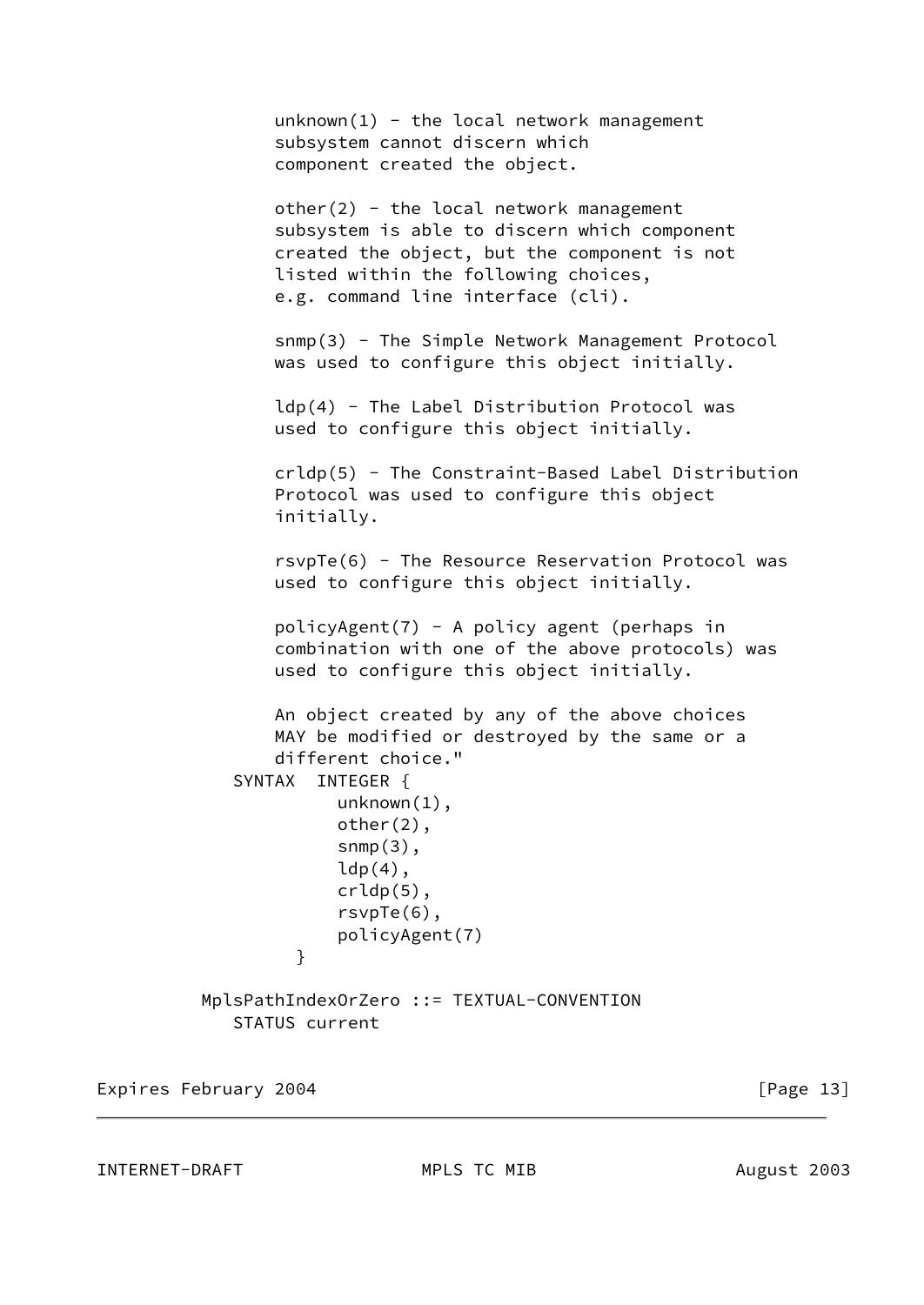```
              unknown(1) - the local network management
              subsystem cannot discern which
              component created the object.

              other(2) - the local network management
              subsystem is able to discern which component
              created the object, but the component is not
              listed within the following choices,
              e.g. command line interface (cli).

              snmp(3) - The Simple Network Management Protocol
              was used to configure this object initially.

              ldp(4) - The Label Distribution Protocol was
              used to configure this object initially.

              crldp(5) - The Constraint-Based Label Distribution
              Protocol was used to configure this object
              initially.

              rsvpTe(6) - The Resource Reservation Protocol was
              used to configure this object initially.

              policyAgent(7) - A policy agent (perhaps in
              combination with one of the above protocols) was
              used to configure this object initially.

              An object created by any of the above choices
              MAY be modified or destroyed by the same or a
              different choice."
          SYNTAX  INTEGER {
                    unknown(1),
                    other(2),
                    snmp(3),
                    ldp(4),
                    crldp(5),
                    rsvpTe(6),
                    policyAgent(7)
                 }

       MplsPathIndexOrZero ::= TEXTUAL-CONVENTION
          STATUS current
```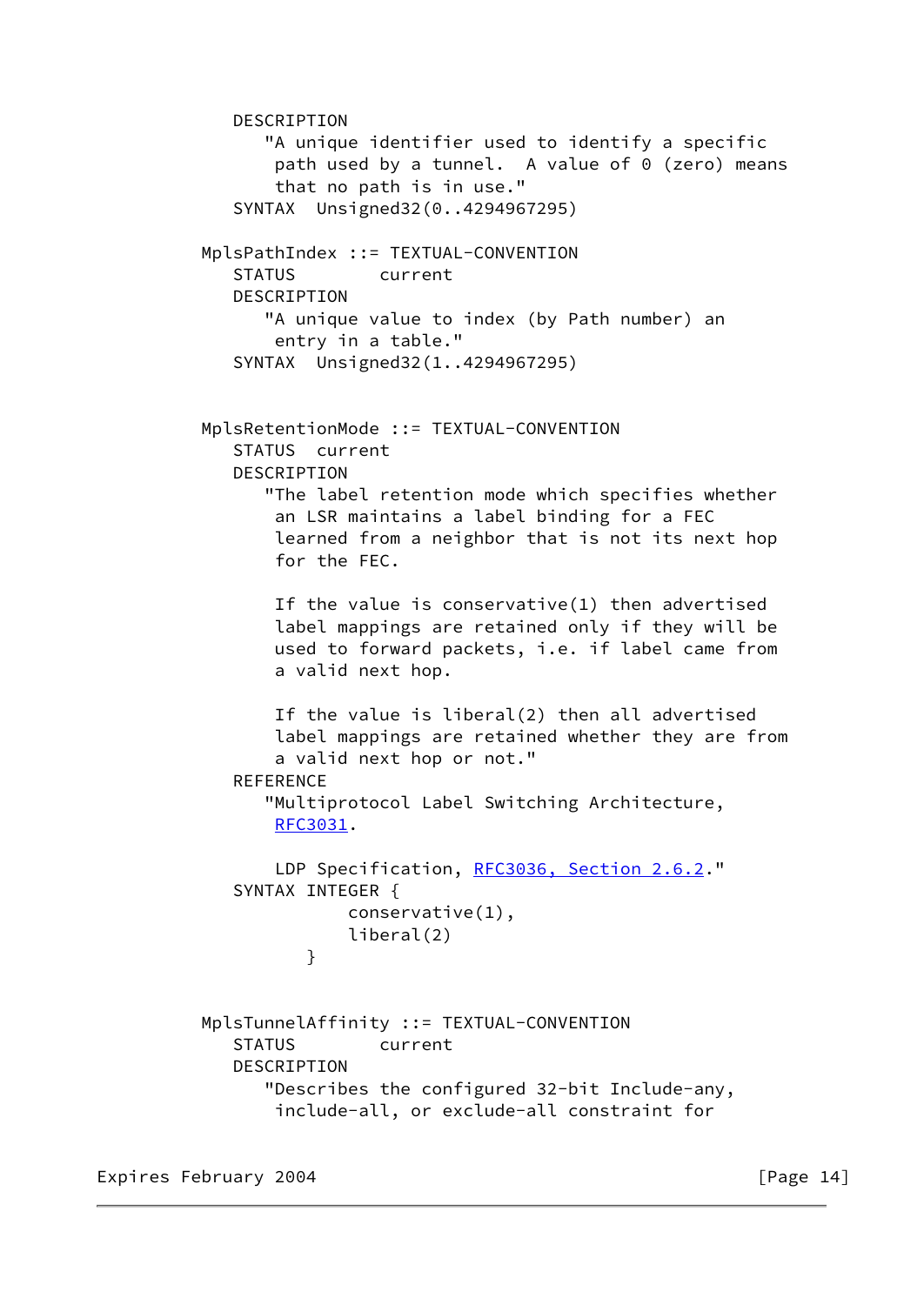```
      DESCRIPTION
         "A unique identifier used to identify a specific
          path used by a tunnel.  A value of 0 (zero) means
          that no path is in use."
      SYNTAX  Unsigned32(0..4294967295)

   MplsPathIndex ::= TEXTUAL-CONVENTION
      STATUS        current
      DESCRIPTION
         "A unique value to index (by Path number) an
          entry in a table."
      SYNTAX  Unsigned32(1..4294967295)


   MplsRetentionMode ::= TEXTUAL-CONVENTION
      STATUS  current
      DESCRIPTION
         "The label retention mode which specifies whether
          an LSR maintains a label binding for a FEC
          learned from a neighbor that is not its next hop
          for the FEC.

          If the value is conservative(1) then advertised
          label mappings are retained only if they will be
          used to forward packets, i.e. if label came from
          a valid next hop.

          If the value is liberal(2) then all advertised
          label mappings are retained whether they are from
          a valid next hop or not."
      REFERENCE
         "Multiprotocol Label Switching Architecture,
          RFC3031.

          LDP Specification, RFC3036, Section 2.6.2."
      SYNTAX INTEGER {
                conservative(1),
                liberal(2)
             }


   MplsTunnelAffinity ::= TEXTUAL-CONVENTION
      STATUS        current
      DESCRIPTION
         "Describes the configured 32-bit Include-any,
          include-all, or exclude-all constraint for
```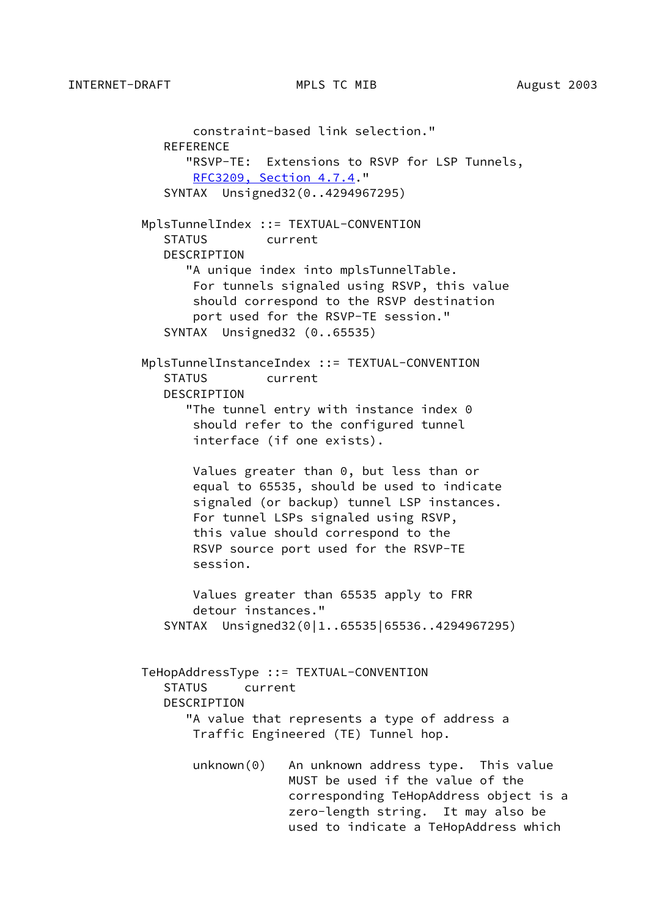```
           constraint-based link selection."
       REFERENCE
          "RSVP-TE:  Extensions to RSVP for LSP Tunnels,
           RFC3209, Section 4.7.4."
       SYNTAX  Unsigned32(0..4294967295)

    MplsTunnelIndex ::= TEXTUAL-CONVENTION
       STATUS        current
       DESCRIPTION
          "A unique index into mplsTunnelTable.
           For tunnels signaled using RSVP, this value
           should correspond to the RSVP destination
           port used for the RSVP-TE session."
       SYNTAX  Unsigned32 (0..65535)

    MplsTunnelInstanceIndex ::= TEXTUAL-CONVENTION
       STATUS        current
       DESCRIPTION
          "The tunnel entry with instance index 0
           should refer to the configured tunnel
           interface (if one exists).

           Values greater than 0, but less than or
           equal to 65535, should be used to indicate
           signaled (or backup) tunnel LSP instances.
           For tunnel LSPs signaled using RSVP,
           this value should correspond to the
           RSVP source port used for the RSVP-TE
           session.

           Values greater than 65535 apply to FRR
           detour instances."
       SYNTAX  Unsigned32(0|1..65535|65536..4294967295)


    TeHopAddressType ::= TEXTUAL-CONVENTION
       STATUS     current
       DESCRIPTION
          "A value that represents a type of address a
           Traffic Engineered (TE) Tunnel hop.

           unknown(0)    An unknown address type.  This value
                         MUST be used if the value of the
                         corresponding TeHopAddress object is a
                         zero-length string.  It may also be
                         used to indicate a TeHopAddress which
```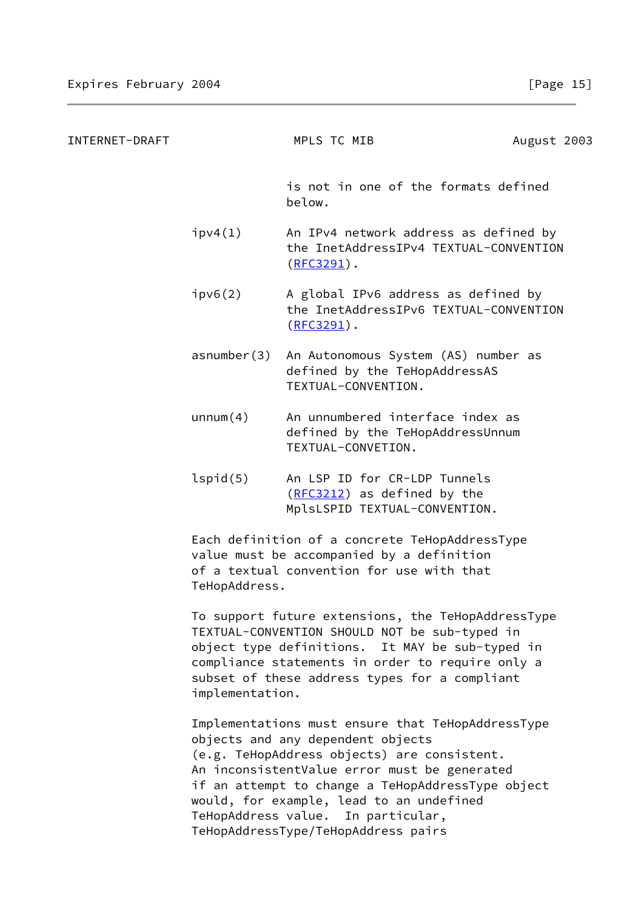```
                           is not in one of the formats defined
                           below.

              ipv4(1)      An IPv4 network address as defined by
                           the InetAddressIPv4 TEXTUAL-CONVENTION
                           (RFC3291).

              ipv6(2)      A global IPv6 address as defined by
                           the InetAddressIPv6 TEXTUAL-CONVENTION
                           (RFC3291).

              asnumber(3)  An Autonomous System (AS) number as
                           defined by the TeHopAddressAS
                           TEXTUAL-CONVENTION.

              unnum(4)     An unnumbered interface index as
                           defined by the TeHopAddressUnnum
                           TEXTUAL-CONVETION.

              lspid(5)     An LSP ID for CR-LDP Tunnels
                           (RFC3212) as defined by the
                           MplsLSPID TEXTUAL-CONVENTION.

              Each definition of a concrete TeHopAddressType
              value must be accompanied by a definition
              of a textual convention for use with that
              TeHopAddress.

              To support future extensions, the TeHopAddressType
              TEXTUAL-CONVENTION SHOULD NOT be sub-typed in
              object type definitions.  It MAY be sub-typed in
              compliance statements in order to require only a
              subset of these address types for a compliant
              implementation.

              Implementations must ensure that TeHopAddressType
              objects and any dependent objects
              (e.g. TeHopAddress objects) are consistent.
              An inconsistentValue error must be generated
              if an attempt to change a TeHopAddressType object
              would, for example, lead to an undefined
              TeHopAddress value.  In particular,
              TeHopAddressType/TeHopAddress pairs
```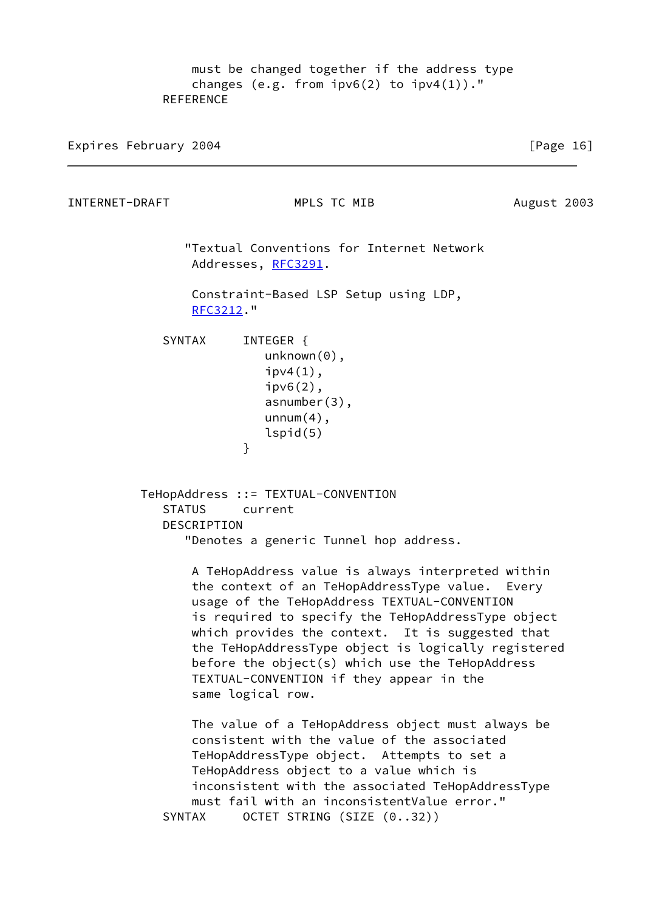```
                must be changed together if the address type
                changes (e.g. from ipv6(2) to ipv4(1))."
            REFERENCE
```

```
               "Textual Conventions for Internet Network
                Addresses, RFC3291.

                Constraint-Based LSP Setup using LDP,
                RFC3212."

            SYNTAX     INTEGER {
                          unknown(0),
                          ipv4(1),
                          ipv6(2),
                          asnumber(3),
                          unnum(4),
                          lspid(5)
                       }


         TeHopAddress ::= TEXTUAL-CONVENTION
            STATUS     current
            DESCRIPTION
               "Denotes a generic Tunnel hop address.

                A TeHopAddress value is always interpreted within
                the context of an TeHopAddressType value.  Every
                usage of the TeHopAddress TEXTUAL-CONVENTION
                is required to specify the TeHopAddressType object
                which provides the context.  It is suggested that
                the TeHopAddressType object is logically registered
                before the object(s) which use the TeHopAddress
                TEXTUAL-CONVENTION if they appear in the
                same logical row.

                The value of a TeHopAddress object must always be
                consistent with the value of the associated
                TeHopAddressType object.  Attempts to set a
                TeHopAddress object to a value which is
                inconsistent with the associated TeHopAddressType
                must fail with an inconsistentValue error."
            SYNTAX     OCTET STRING (SIZE (0..32))
```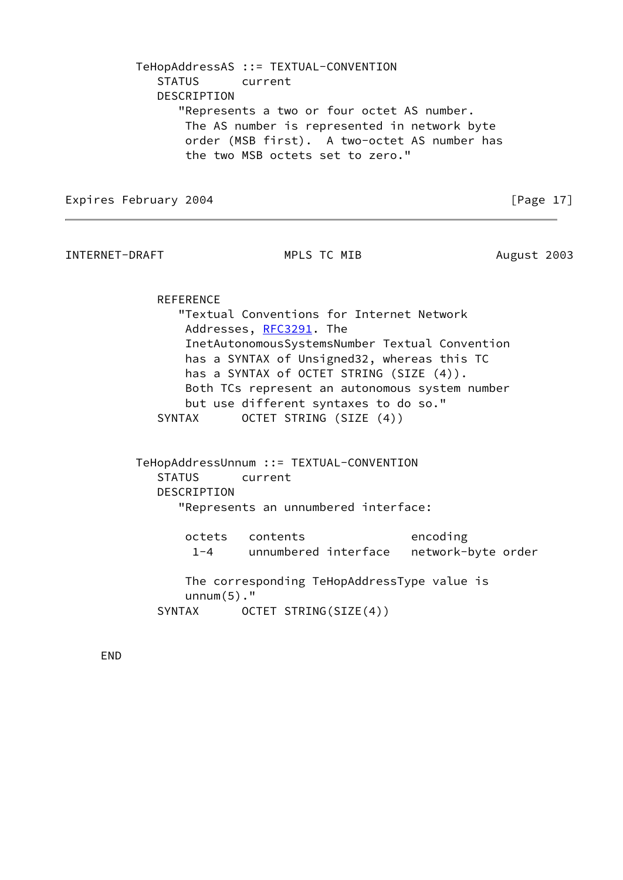```
   TeHopAddressAS ::= TEXTUAL-CONVENTION
      STATUS      current
      DESCRIPTION
         "Represents a two or four octet AS number.
          The AS number is represented in network byte
          order (MSB first).  A two-octet AS number has
          the two MSB octets set to zero."
```

```
      REFERENCE
         "Textual Conventions for Internet Network
          Addresses, RFC3291. The
          InetAutonomousSystemsNumber Textual Convention
          has a SYNTAX of Unsigned32, whereas this TC
          has a SYNTAX of OCTET STRING (SIZE (4)).
          Both TCs represent an autonomous system number
          but use different syntaxes to do so."
      SYNTAX      OCTET STRING (SIZE (4))


   TeHopAddressUnnum ::= TEXTUAL-CONVENTION
      STATUS      current
      DESCRIPTION
         "Represents an unnumbered interface:

          octets   contents               encoding
           1-4     unnumbered interface   network-byte order

          The corresponding TeHopAddressType value is
          unnum(5)."
      SYNTAX      OCTET STRING(SIZE(4))

END
```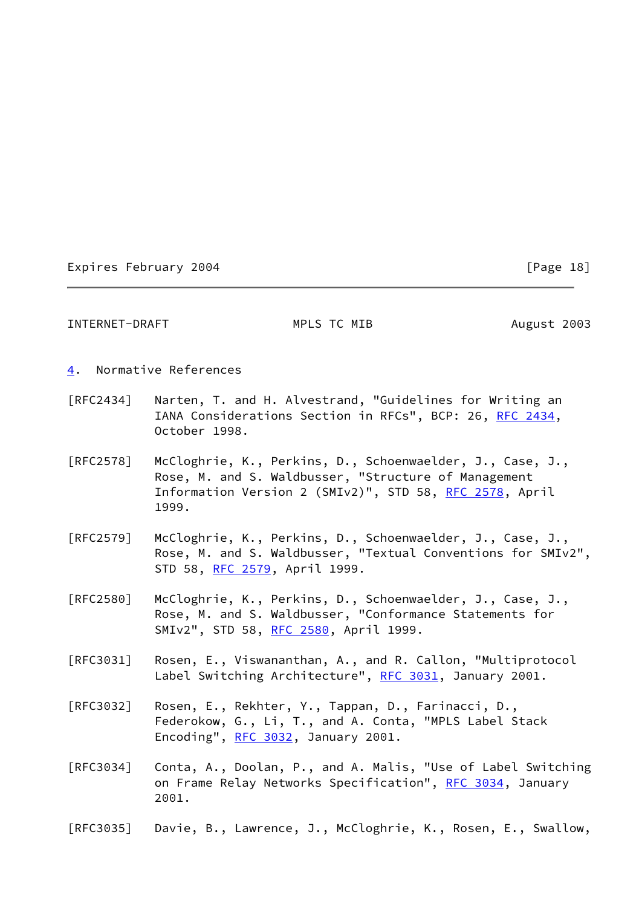## 4. Normative References

[RFC2434] Narten, T. and H. Alvestrand, "Guidelines for Writing an IANA Considerations Section in RFCs", BCP: 26, RFC 2434, October 1998.

[RFC2578] McCloghrie, K., Perkins, D., Schoenwaelder, J., Case, J., Rose, M. and S. Waldbusser, "Structure of Management Information Version 2 (SMIv2)", STD 58, RFC 2578, April 1999.

[RFC2579] McCloghrie, K., Perkins, D., Schoenwaelder, J., Case, J., Rose, M. and S. Waldbusser, "Textual Conventions for SMIv2", STD 58, RFC 2579, April 1999.

[RFC2580] McCloghrie, K., Perkins, D., Schoenwaelder, J., Case, J., Rose, M. and S. Waldbusser, "Conformance Statements for SMIv2", STD 58, RFC 2580, April 1999.

[RFC3031] Rosen, E., Viswananthan, A., and R. Callon, "Multiprotocol Label Switching Architecture", RFC 3031, January 2001.

[RFC3032] Rosen, E., Rekhter, Y., Tappan, D., Farinacci, D., Federokow, G., Li, T., and A. Conta, "MPLS Label Stack Encoding", RFC 3032, January 2001.

[RFC3034] Conta, A., Doolan, P., and A. Malis, "Use of Label Switching on Frame Relay Networks Specification", RFC 3034, January 2001.

[RFC3035] Davie, B., Lawrence, J., McCloghrie, K., Rosen, E., Swallow,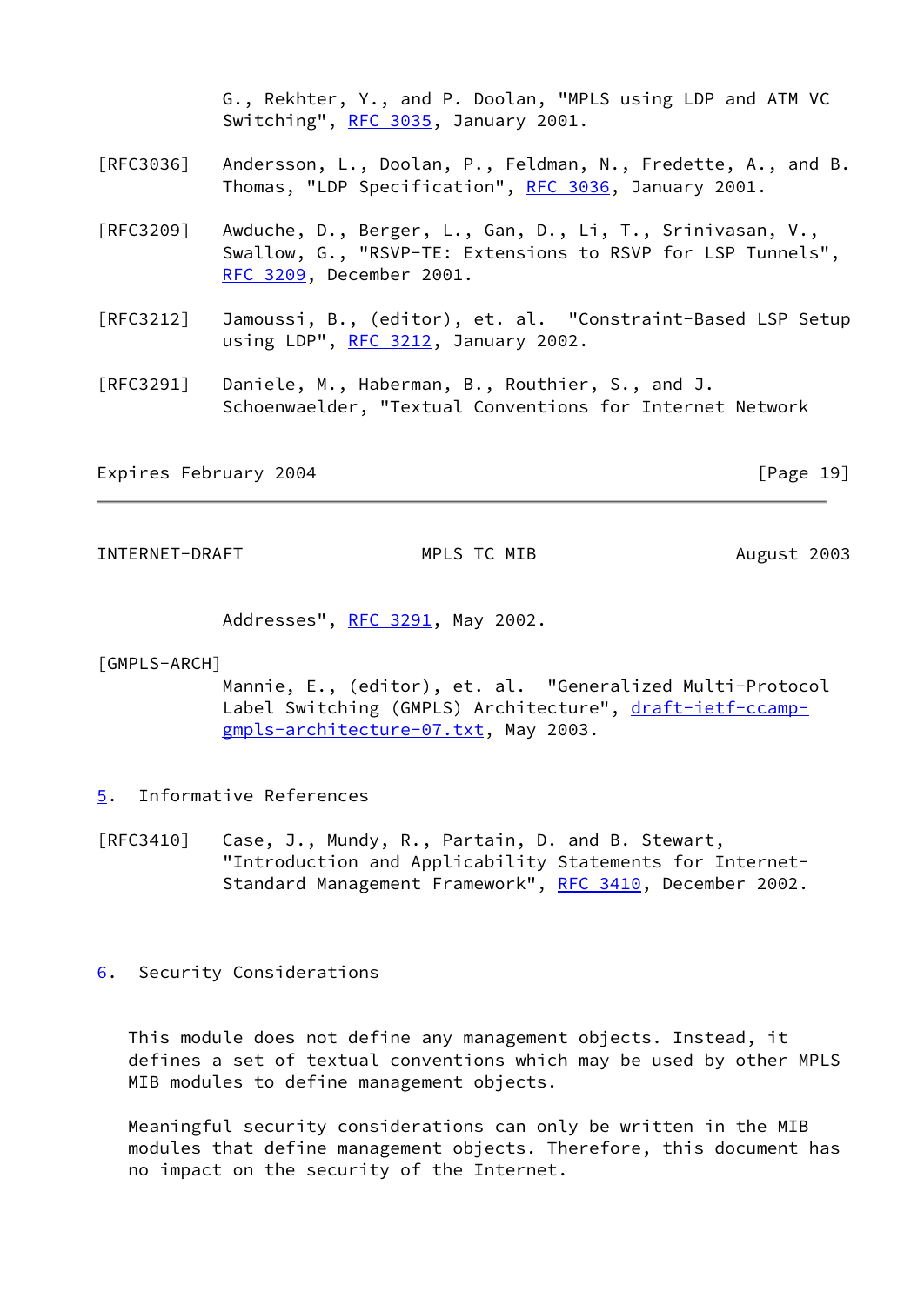G., Rekhter, Y., and P. Doolan, "MPLS using LDP and ATM VC Switching", RFC 3035, January 2001.

[RFC3036] Andersson, L., Doolan, P., Feldman, N., Fredette, A., and B. Thomas, "LDP Specification", RFC 3036, January 2001.

[RFC3209] Awduche, D., Berger, L., Gan, D., Li, T., Srinivasan, V., Swallow, G., "RSVP-TE: Extensions to RSVP for LSP Tunnels", RFC 3209, December 2001.

[RFC3212] Jamoussi, B., (editor), et. al. "Constraint-Based LSP Setup using LDP", RFC 3212, January 2002.

[RFC3291] Daniele, M., Haberman, B., Routhier, S., and J. Schoenwaelder, "Textual Conventions for Internet Network Addresses", RFC 3291, May 2002.

[GMPLS-ARCH] Mannie, E., (editor), et. al. "Generalized Multi-Protocol Label Switching (GMPLS) Architecture", draft-ietf-ccamp-gmpls-architecture-07.txt, May 2003.

## 5. Informative References

[RFC3410] Case, J., Mundy, R., Partain, D. and B. Stewart, "Introduction and Applicability Statements for Internet-Standard Management Framework", RFC 3410, December 2002.

## 6. Security Considerations

This module does not define any management objects. Instead, it defines a set of textual conventions which may be used by other MPLS MIB modules to define management objects.

Meaningful security considerations can only be written in the MIB modules that define management objects. Therefore, this document has no impact on the security of the Internet.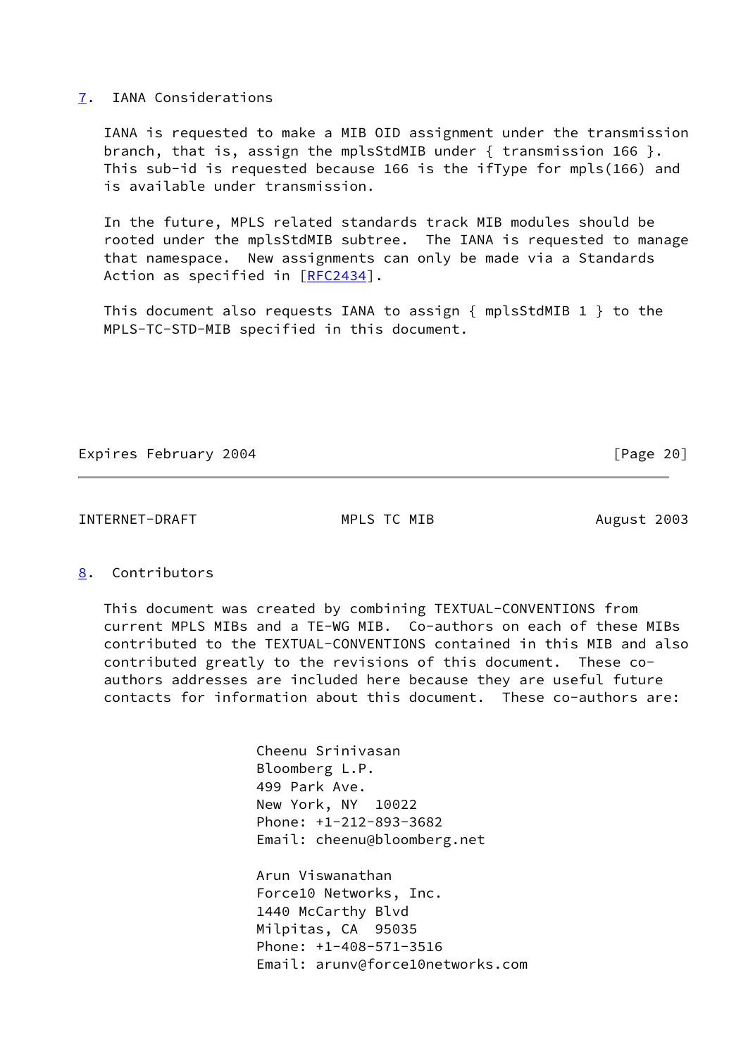## 7. IANA Considerations

IANA is requested to make a MIB OID assignment under the transmission branch, that is, assign the mplsStdMIB under { transmission 166 }. This sub-id is requested because 166 is the ifType for mpls(166) and is available under transmission.

In the future, MPLS related standards track MIB modules should be rooted under the mplsStdMIB subtree. The IANA is requested to manage that namespace. New assignments can only be made via a Standards Action as specified in [RFC2434].

This document also requests IANA to assign { mplsStdMIB 1 } to the MPLS-TC-STD-MIB specified in this document.

## 8. Contributors

This document was created by combining TEXTUAL-CONVENTIONS from current MPLS MIBs and a TE-WG MIB. Co-authors on each of these MIBs contributed to the TEXTUAL-CONVENTIONS contained in this MIB and also contributed greatly to the revisions of this document. These co-authors addresses are included here because they are useful future contacts for information about this document. These co-authors are:

Cheenu Srinivasan
Bloomberg L.P.
499 Park Ave.
New York, NY 10022
Phone: +1-212-893-3682
Email: cheenu@bloomberg.net

Arun Viswanathan
Force10 Networks, Inc.
1440 McCarthy Blvd
Milpitas, CA 95035
Phone: +1-408-571-3516
Email: arunv@force10networks.com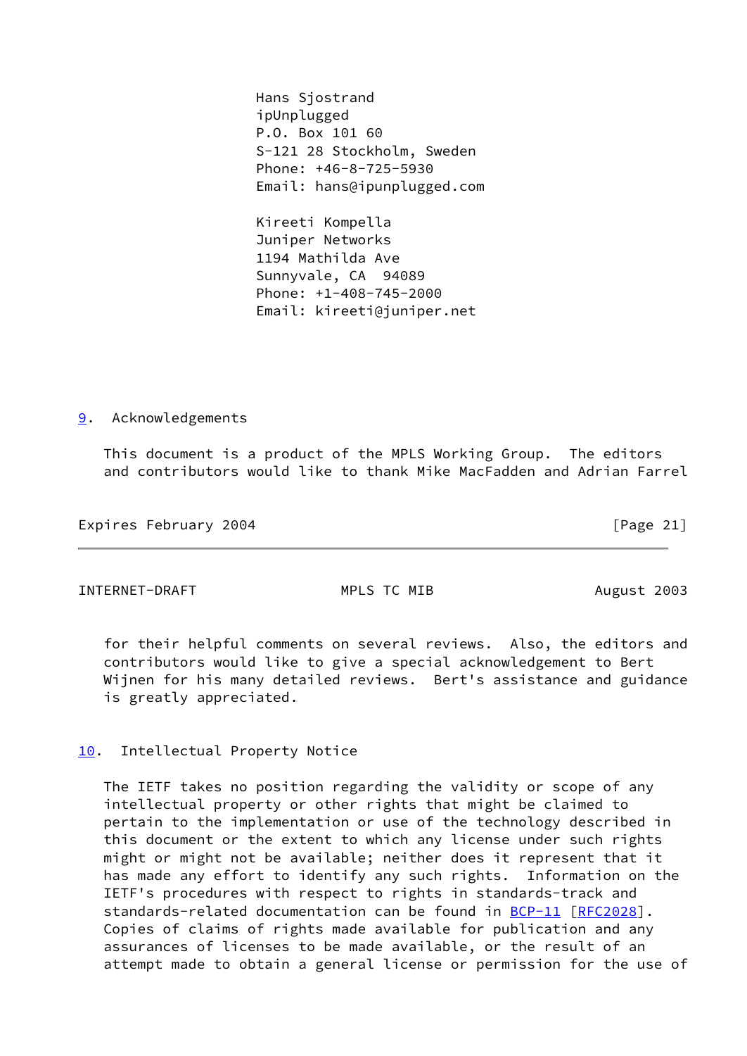Hans Sjostrand
ipUnplugged
P.O. Box 101 60
S-121 28 Stockholm, Sweden
Phone: +46-8-725-5930
Email: hans@ipunplugged.com

Kireeti Kompella
Juniper Networks
1194 Mathilda Ave
Sunnyvale, CA  94089
Phone: +1-408-745-2000
Email: kireeti@juniper.net

## 9. Acknowledgements

This document is a product of the MPLS Working Group. The editors and contributors would like to thank Mike MacFadden and Adrian Farrel for their helpful comments on several reviews. Also, the editors and contributors would like to give a special acknowledgement to Bert Wijnen for his many detailed reviews. Bert's assistance and guidance is greatly appreciated.

## 10. Intellectual Property Notice

The IETF takes no position regarding the validity or scope of any intellectual property or other rights that might be claimed to pertain to the implementation or use of the technology described in this document or the extent to which any license under such rights might or might not be available; neither does it represent that it has made any effort to identify any such rights. Information on the IETF's procedures with respect to rights in standards-track and standards-related documentation can be found in BCP-11 [RFC2028]. Copies of claims of rights made available for publication and any assurances of licenses to be made available, or the result of an attempt made to obtain a general license or permission for the use of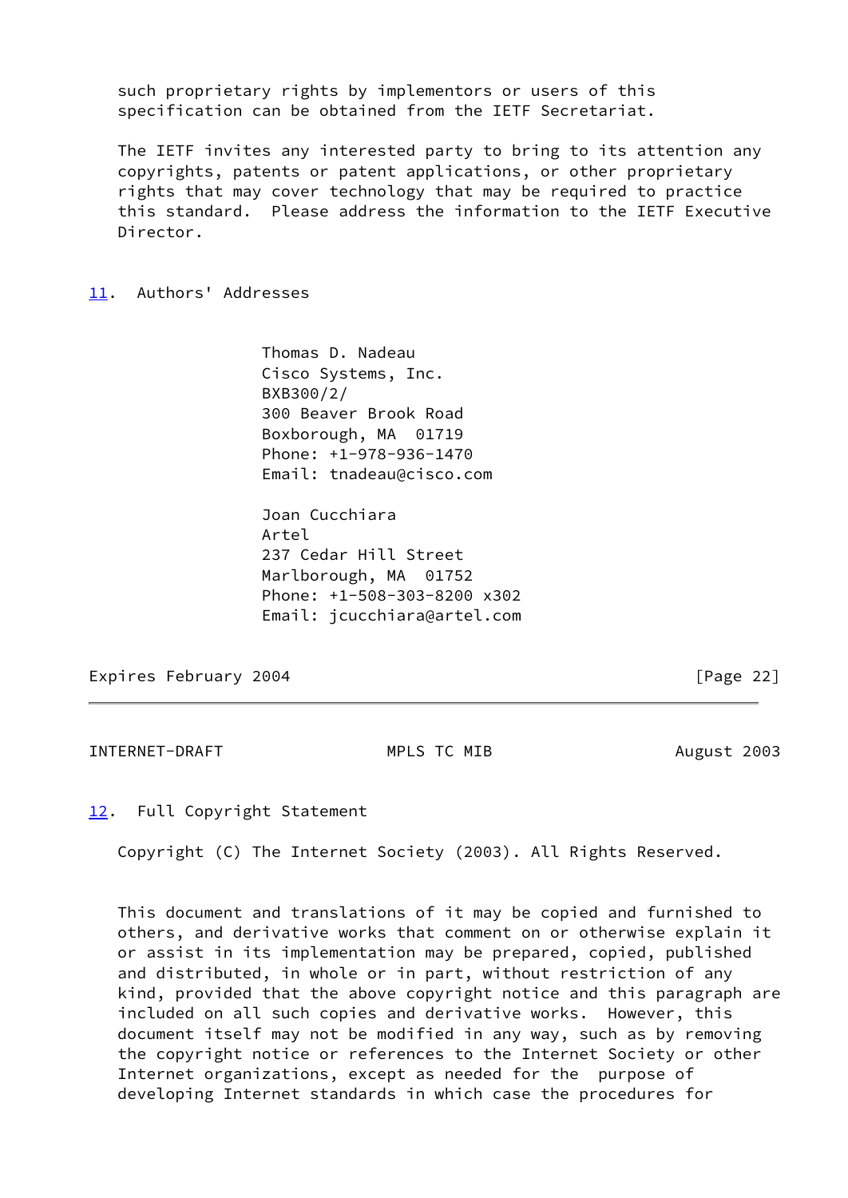such proprietary rights by implementors or users of this specification can be obtained from the IETF Secretariat.

The IETF invites any interested party to bring to its attention any copyrights, patents or patent applications, or other proprietary rights that may cover technology that may be required to practice this standard. Please address the information to the IETF Executive Director.

## 11. Authors' Addresses

Thomas D. Nadeau
Cisco Systems, Inc.
BXB300/2/
300 Beaver Brook Road
Boxborough, MA 01719
Phone: +1-978-936-1470
Email: tnadeau@cisco.com

Joan Cucchiara
Artel
237 Cedar Hill Street
Marlborough, MA 01752
Phone: +1-508-303-8200 x302
Email: jcucchiara@artel.com

## 12. Full Copyright Statement

Copyright (C) The Internet Society (2003). All Rights Reserved.

This document and translations of it may be copied and furnished to others, and derivative works that comment on or otherwise explain it or assist in its implementation may be prepared, copied, published and distributed, in whole or in part, without restriction of any kind, provided that the above copyright notice and this paragraph are included on all such copies and derivative works. However, this document itself may not be modified in any way, such as by removing the copyright notice or references to the Internet Society or other Internet organizations, except as needed for the purpose of developing Internet standards in which case the procedures for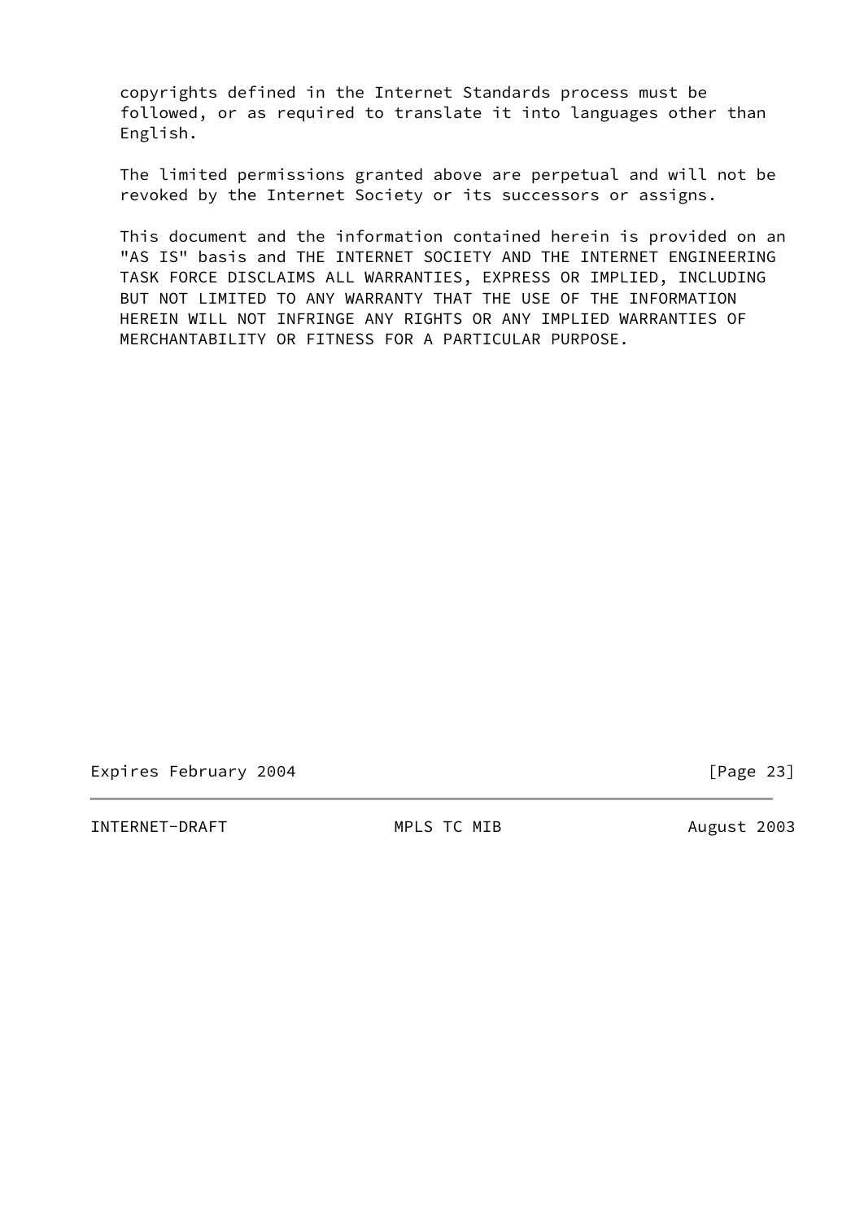copyrights defined in the Internet Standards process must be followed, or as required to translate it into languages other than English.

The limited permissions granted above are perpetual and will not be revoked by the Internet Society or its successors or assigns.

This document and the information contained herein is provided on an "AS IS" basis and THE INTERNET SOCIETY AND THE INTERNET ENGINEERING TASK FORCE DISCLAIMS ALL WARRANTIES, EXPRESS OR IMPLIED, INCLUDING BUT NOT LIMITED TO ANY WARRANTY THAT THE USE OF THE INFORMATION HEREIN WILL NOT INFRINGE ANY RIGHTS OR ANY IMPLIED WARRANTIES OF MERCHANTABILITY OR FITNESS FOR A PARTICULAR PURPOSE.